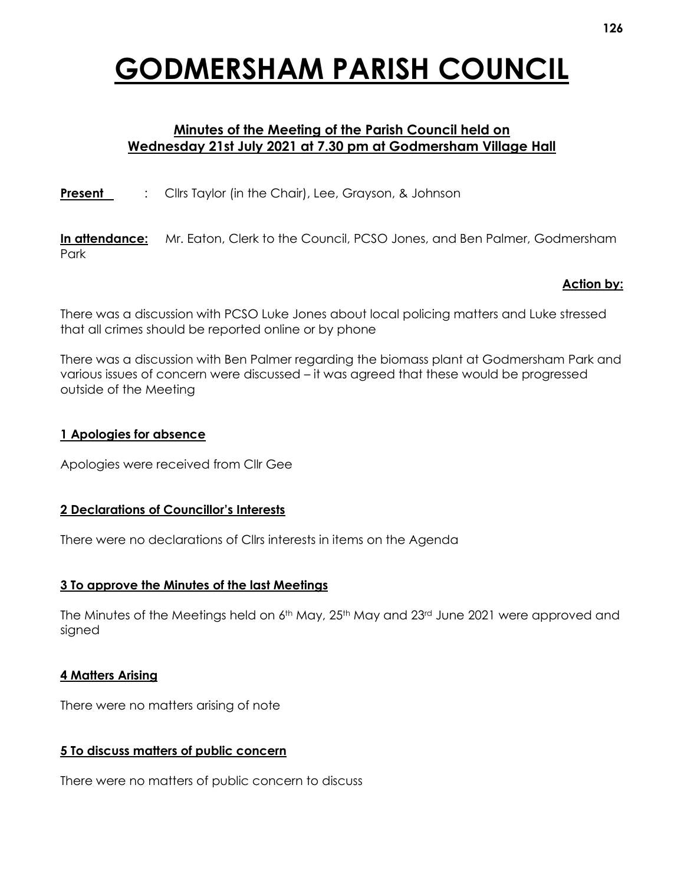# GODMERSHAM PARISH COUNCIL

**Minutes of the Meeting of the Parish Council held on Wednesday 21st July 2021 at 7.30 pm at Godmersham Village Hall**

**Present** : Cllrs Taylor (in the Chair), Lee, Grayson, & Johnson

**In attendance:** Mr. Eaton, Clerk to the Council, PCSO Jones, and Ben Palmer, Godmersham Park

**Action by:**

There was a discussion with PCSO Luke Jones about local policing matters and Luke stressed that all crimes should be reported online or by phone

There was a discussion with Ben Palmer regarding the biomass plant at Godmersham Park and various issues of concern were discussed – it was agreed that these would be progressed outside of the Meeting

## 1 Apologies for absence

Apologies were received from Cllr Gee

## 2 Declarations of Councillor's Interests

There were no declarations of Cllrs interests in items on the Agenda

## 3 To approve the Minutes of the last Meetings

The Minutes of the Meetings held on 6th May, 25th May and 23rd June 2021 were approved and signed

## 4 Matters Arising

There were no matters arising of note

## 5 To discuss matters of public concern

There were no matters of public concern to discuss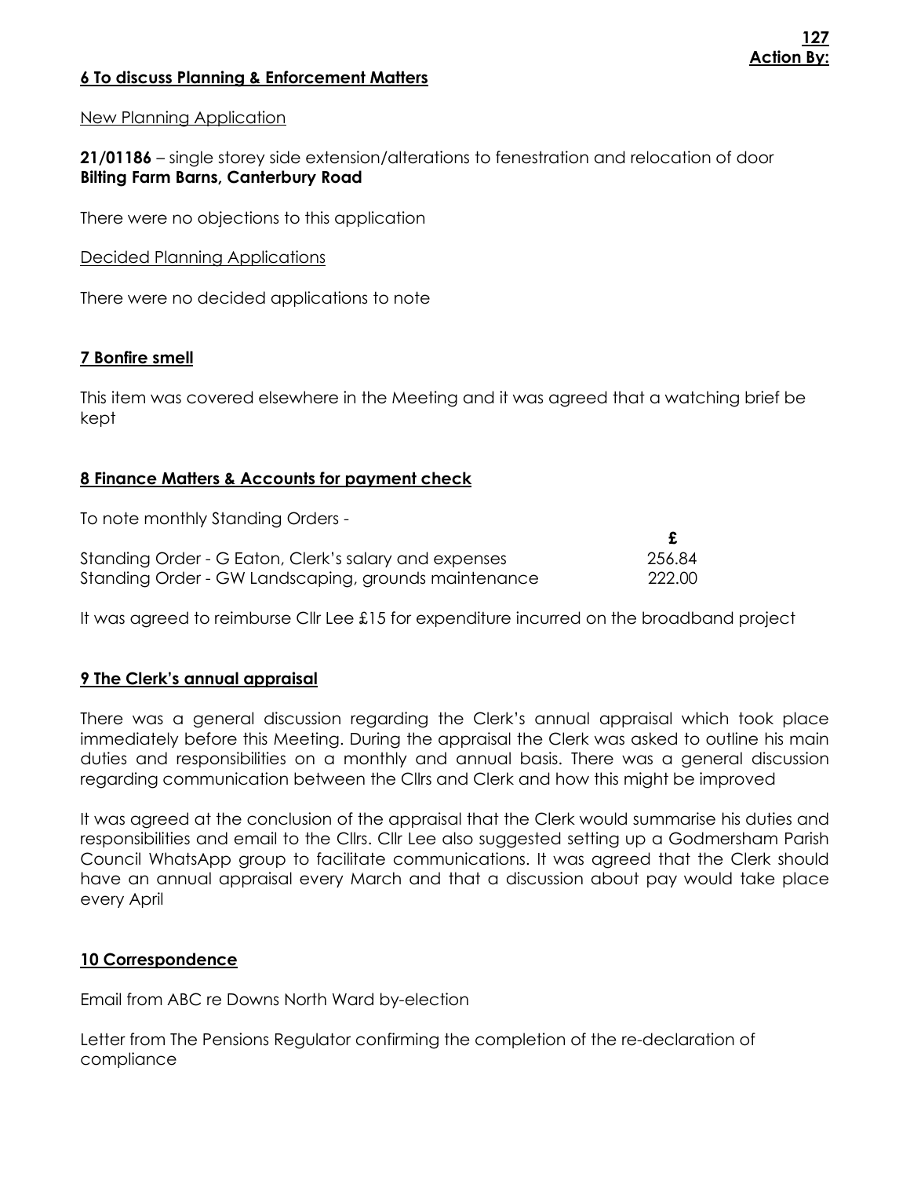**Action By:**

## 6 To discuss Planning & Enforcement Matters

New Planning Application

**21/01186** – single storey side extension/alterations to fenestration and relocation of door
**Bilting Farm Barns, Canterbury Road**

There were no objections to this application

Decided Planning Applications

There were no decided applications to note

## 7 Bonfire smell

This item was covered elsewhere in the Meeting and it was agreed that a watching brief be kept

## 8 Finance Matters & Accounts for payment check

To note monthly Standing Orders -

| | £ |
|---|---|
| Standing Order - G Eaton, Clerk's salary and expenses | 256.84 |
| Standing Order - GW Landscaping, grounds maintenance | 222.00 |

It was agreed to reimburse Cllr Lee £15 for expenditure incurred on the broadband project

## 9 The Clerk's annual appraisal

There was a general discussion regarding the Clerk's annual appraisal which took place immediately before this Meeting. During the appraisal the Clerk was asked to outline his main duties and responsibilities on a monthly and annual basis. There was a general discussion regarding communication between the Cllrs and Clerk and how this might be improved

It was agreed at the conclusion of the appraisal that the Clerk would summarise his duties and responsibilities and email to the Cllrs. Cllr Lee also suggested setting up a Godmersham Parish Council WhatsApp group to facilitate communications. It was agreed that the Clerk should have an annual appraisal every March and that a discussion about pay would take place every April

## 10 Correspondence

Email from ABC re Downs North Ward by-election

Letter from The Pensions Regulator confirming the completion of the re-declaration of compliance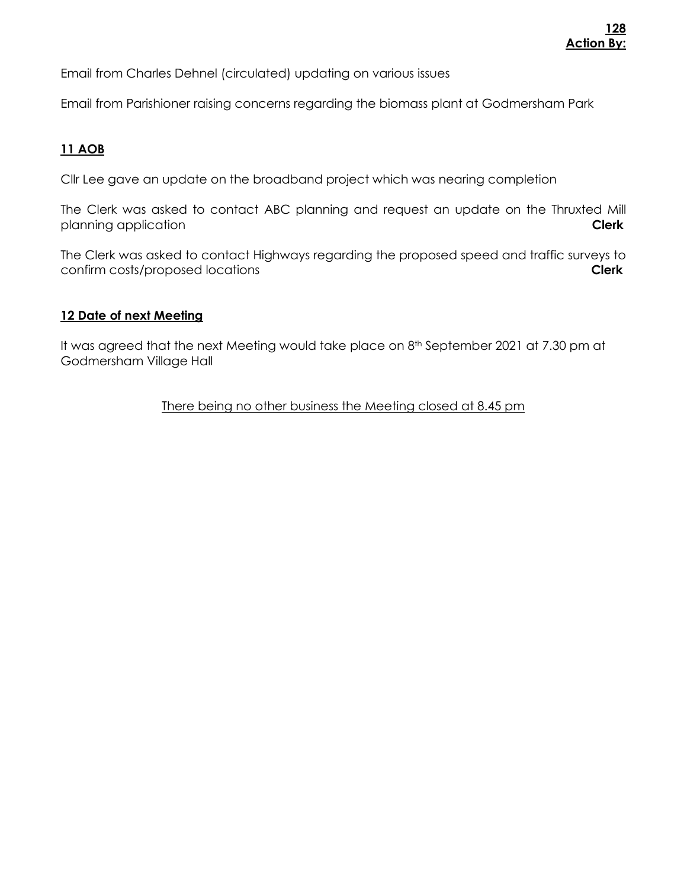**Action By:**

Email from Charles Dehnel (circulated) updating on various issues

Email from Parishioner raising concerns regarding the biomass plant at Godmersham Park

## 11 AOB

Cllr Lee gave an update on the broadband project which was nearing completion

The Clerk was asked to contact ABC planning and request an update on the Thruxted Mill planning application **Clerk**

The Clerk was asked to contact Highways regarding the proposed speed and traffic surveys to confirm costs/proposed locations **Clerk**

## 12 Date of next Meeting

It was agreed that the next Meeting would take place on 8th September 2021 at 7.30 pm at Godmersham Village Hall

There being no other business the Meeting closed at 8.45 pm